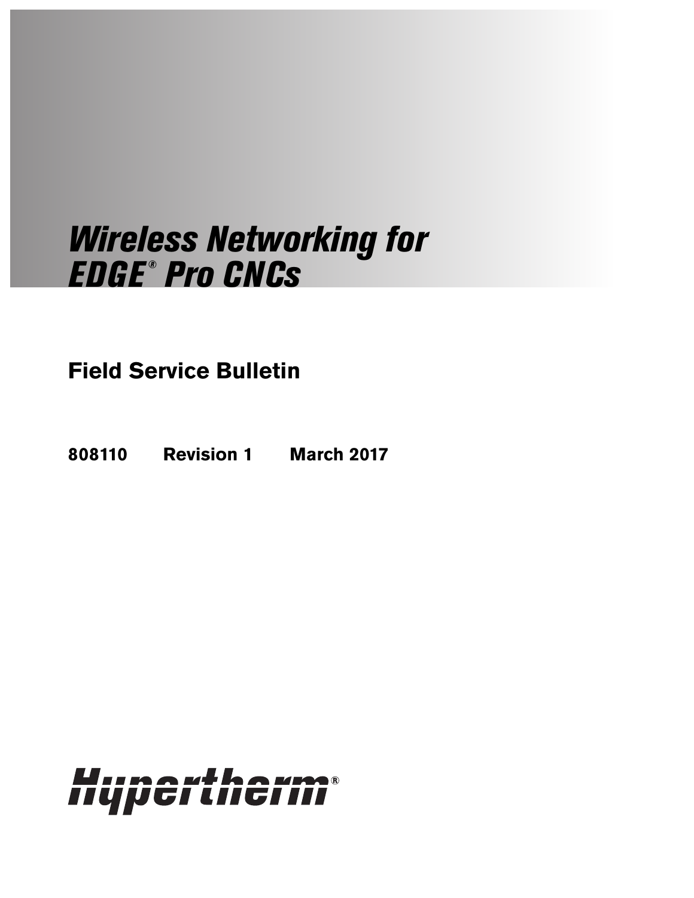# *Wireless Networking for EDGE® Pro CNCs*

## Field Service Bulletin

**808110 Revision 1 March 2017**

Hypertherm®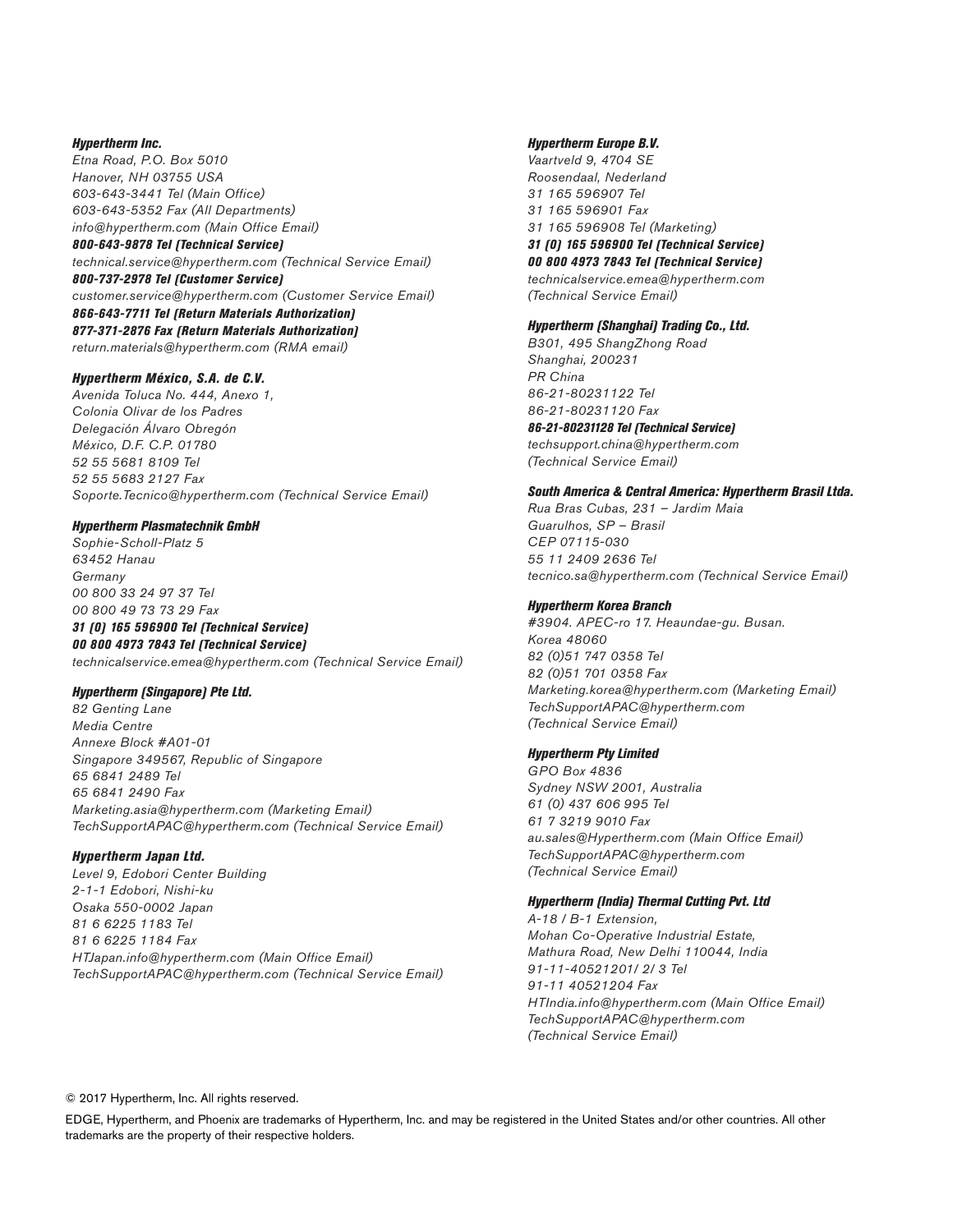***Hypertherm Inc.***
*Etna Road, P.O. Box 5010*
*Hanover, NH 03755 USA*
*603-643-3441 Tel (Main Office)*
*603-643-5352 Fax (All Departments)*
*info@hypertherm.com (Main Office Email)*
***800-643-9878 Tel (Technical Service)***
*technical.service@hypertherm.com (Technical Service Email)*
***800-737-2978 Tel (Customer Service)***
*customer.service@hypertherm.com (Customer Service Email)*
***866-643-7711 Tel (Return Materials Authorization)***
***877-371-2876 Fax (Return Materials Authorization)***
*return.materials@hypertherm.com (RMA email)*

***Hypertherm México, S.A. de C.V.***
*Avenida Toluca No. 444, Anexo 1,*
*Colonia Olivar de los Padres*
*Delegación Álvaro Obregón*
*México, D.F. C.P. 01780*
*52 55 5681 8109 Tel*
*52 55 5683 2127 Fax*
*Soporte.Tecnico@hypertherm.com (Technical Service Email)*

***Hypertherm Plasmatechnik GmbH***
*Sophie-Scholl-Platz 5*
*63452 Hanau*
*Germany*
*00 800 33 24 97 37 Tel*
*00 800 49 73 73 29 Fax*
***31 (0) 165 596900 Tel (Technical Service)***
***00 800 4973 7843 Tel (Technical Service)***
*technicalservice.emea@hypertherm.com (Technical Service Email)*

***Hypertherm (Singapore) Pte Ltd.***
*82 Genting Lane*
*Media Centre*
*Annexe Block #A01-01*
*Singapore 349567, Republic of Singapore*
*65 6841 2489 Tel*
*65 6841 2490 Fax*
*Marketing.asia@hypertherm.com (Marketing Email)*
*TechSupportAPAC@hypertherm.com (Technical Service Email)*

***Hypertherm Japan Ltd.***
*Level 9, Edobori Center Building*
*2-1-1 Edobori, Nishi-ku*
*Osaka 550-0002 Japan*
*81 6 6225 1183 Tel*
*81 6 6225 1184 Fax*
*HTJapan.info@hypertherm.com (Main Office Email)*
*TechSupportAPAC@hypertherm.com (Technical Service Email)*

***Hypertherm Europe B.V.***
*Vaartveld 9, 4704 SE*
*Roosendaal, Nederland*
*31 165 596907 Tel*
*31 165 596901 Fax*
*31 165 596908 Tel (Marketing)*
***31 (0) 165 596900 Tel (Technical Service)***
***00 800 4973 7843 Tel (Technical Service)***
*technicalservice.emea@hypertherm.com*
*(Technical Service Email)*

***Hypertherm (Shanghai) Trading Co., Ltd.***
*B301, 495 ShangZhong Road*
*Shanghai, 200231*
*PR China*
*86-21-80231122 Tel*
*86-21-80231120 Fax*
***86-21-80231128 Tel (Technical Service)***
*techsupport.china@hypertherm.com*
*(Technical Service Email)*

***South America & Central America: Hypertherm Brasil Ltda.***
*Rua Bras Cubas, 231 – Jardim Maia*
*Guarulhos, SP – Brasil*
*CEP 07115-030*
*55 11 2409 2636 Tel*
*tecnico.sa@hypertherm.com (Technical Service Email)*

***Hypertherm Korea Branch***
*#3904. APEC-ro 17. Heaundae-gu. Busan.*
*Korea 48060*
*82 (0)51 747 0358 Tel*
*82 (0)51 701 0358 Fax*
*Marketing.korea@hypertherm.com (Marketing Email)*
*TechSupportAPAC@hypertherm.com*
*(Technical Service Email)*

***Hypertherm Pty Limited***
*GPO Box 4836*
*Sydney NSW 2001, Australia*
*61 (0) 437 606 995 Tel*
*61 7 3219 9010 Fax*
*au.sales@Hypertherm.com (Main Office Email)*
*TechSupportAPAC@hypertherm.com*
*(Technical Service Email)*

***Hypertherm (India) Thermal Cutting Pvt. Ltd***
*A-18 / B-1 Extension,*
*Mohan Co-Operative Industrial Estate,*
*Mathura Road, New Delhi 110044, India*
*91-11-40521201/ 2/ 3 Tel*
*91-11 40521204 Fax*
*HTIndia.info@hypertherm.com (Main Office Email)*
*TechSupportAPAC@hypertherm.com*
*(Technical Service Email)*

© 2017 Hypertherm, Inc. All rights reserved.

EDGE, Hypertherm, and Phoenix are trademarks of Hypertherm, Inc. and may be registered in the United States and/or other countries. All other trademarks are the property of their respective holders.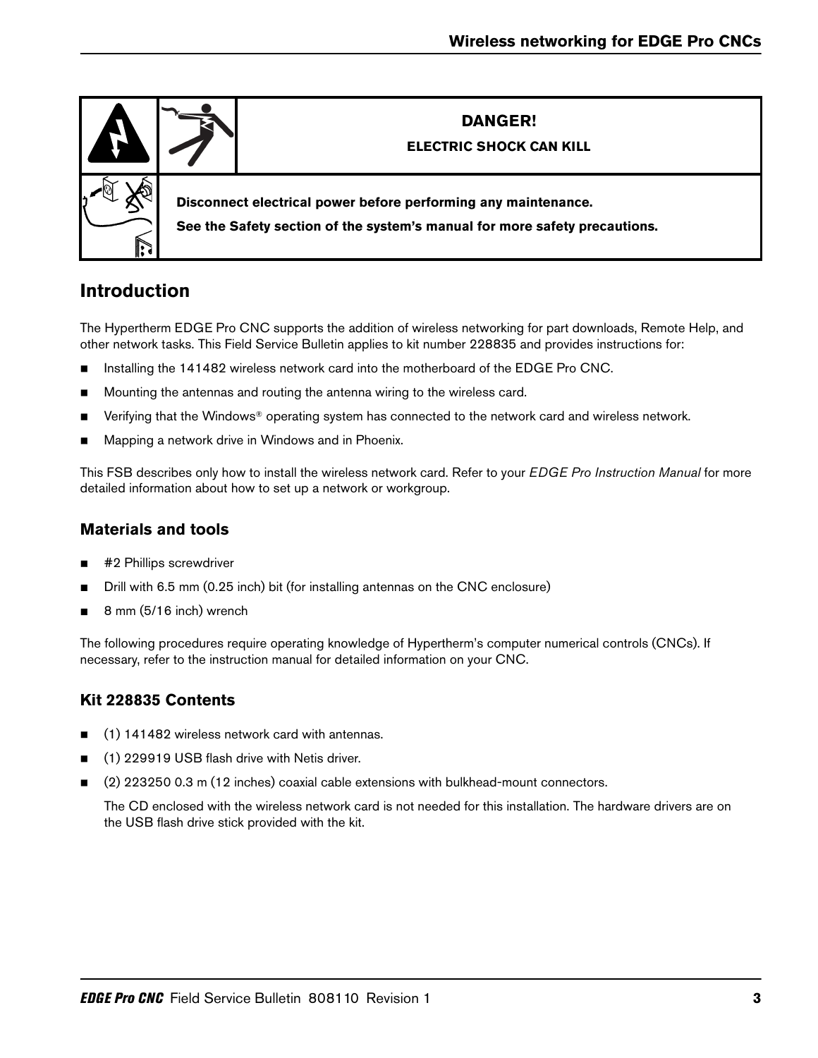**DANGER!**

**ELECTRIC SHOCK CAN KILL**

**Disconnect electrical power before performing any maintenance.**

**See the Safety section of the system's manual for more safety precautions.**

## Introduction

The Hypertherm EDGE Pro CNC supports the addition of wireless networking for part downloads, Remote Help, and other network tasks. This Field Service Bulletin applies to kit number 228835 and provides instructions for:

- Installing the 141482 wireless network card into the motherboard of the EDGE Pro CNC.
- Mounting the antennas and routing the antenna wiring to the wireless card.
- Verifying that the Windows® operating system has connected to the network card and wireless network.
- Mapping a network drive in Windows and in Phoenix.

This FSB describes only how to install the wireless network card. Refer to your *EDGE Pro Instruction Manual* for more detailed information about how to set up a network or workgroup.

### Materials and tools

- #2 Phillips screwdriver
- Drill with 6.5 mm (0.25 inch) bit (for installing antennas on the CNC enclosure)
- 8 mm (5/16 inch) wrench

The following procedures require operating knowledge of Hypertherm's computer numerical controls (CNCs). If necessary, refer to the instruction manual for detailed information on your CNC.

### Kit 228835 Contents

- (1) 141482 wireless network card with antennas.
- (1) 229919 USB flash drive with Netis driver.
- (2) 223250 0.3 m (12 inches) coaxial cable extensions with bulkhead-mount connectors.

  The CD enclosed with the wireless network card is not needed for this installation. The hardware drivers are on the USB flash drive stick provided with the kit.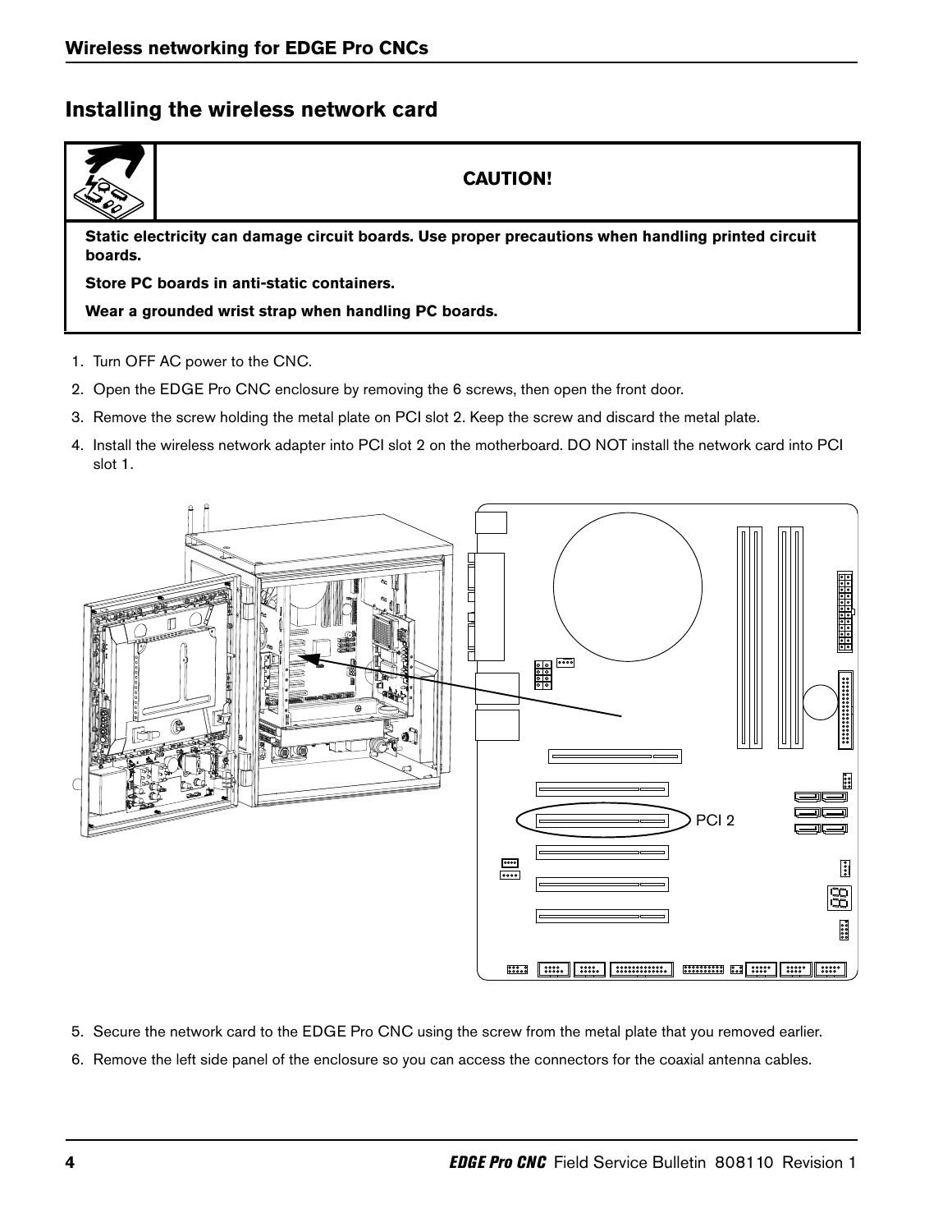## Installing the wireless network card

**CAUTION!**

**Static electricity can damage circuit boards. Use proper precautions when handling printed circuit boards.**

**Store PC boards in anti-static containers.**

**Wear a grounded wrist strap when handling PC boards.**

1. Turn OFF AC power to the CNC.
2. Open the EDGE Pro CNC enclosure by removing the 6 screws, then open the front door.
3. Remove the screw holding the metal plate on PCI slot 2. Keep the screw and discard the metal plate.
4. Install the wireless network adapter into PCI slot 2 on the motherboard. DO NOT install the network card into PCI slot 1.

PCI 2

5. Secure the network card to the EDGE Pro CNC using the screw from the metal plate that you removed earlier.
6. Remove the left side panel of the enclosure so you can access the connectors for the coaxial antenna cables.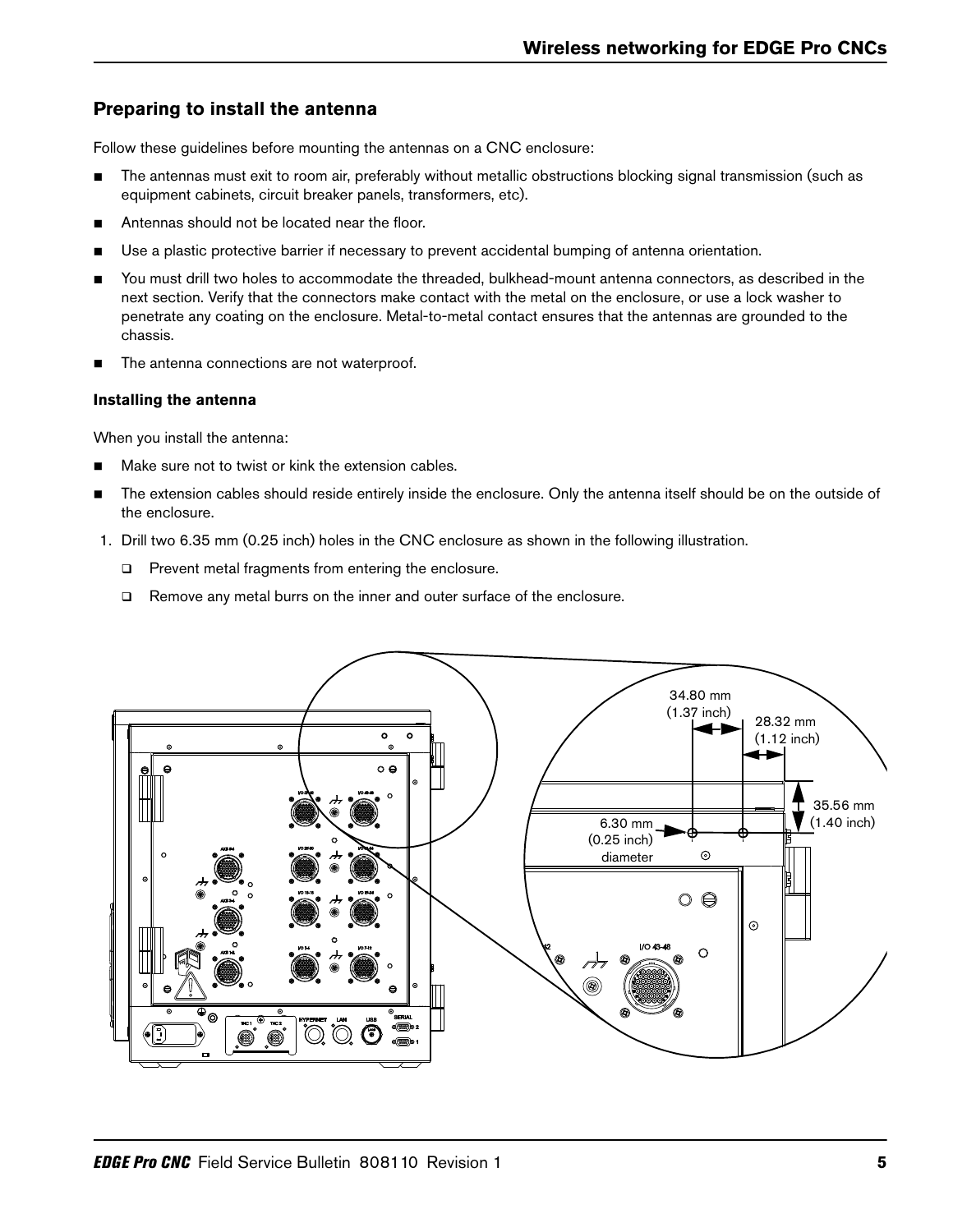## Preparing to install the antenna

Follow these guidelines before mounting the antennas on a CNC enclosure:

- The antennas must exit to room air, preferably without metallic obstructions blocking signal transmission (such as equipment cabinets, circuit breaker panels, transformers, etc).
- Antennas should not be located near the floor.
- Use a plastic protective barrier if necessary to prevent accidental bumping of antenna orientation.
- You must drill two holes to accommodate the threaded, bulkhead-mount antenna connectors, as described in the next section. Verify that the connectors make contact with the metal on the enclosure, or use a lock washer to penetrate any coating on the enclosure. Metal-to-metal contact ensures that the antennas are grounded to the chassis.
- The antenna connections are not waterproof.

### Installing the antenna

When you install the antenna:

- Make sure not to twist or kink the extension cables.
- The extension cables should reside entirely inside the enclosure. Only the antenna itself should be on the outside of the enclosure.

1. Drill two 6.35 mm (0.25 inch) holes in the CNC enclosure as shown in the following illustration.
   - ❑ Prevent metal fragments from entering the enclosure.
   - ❑ Remove any metal burrs on the inner and outer surface of the enclosure.

34.80 mm
(1.37 inch)

28.32 mm
(1.12 inch)

35.56 mm
(1.40 inch)

6.30 mm
(0.25 inch)
diameter

I/O 43-48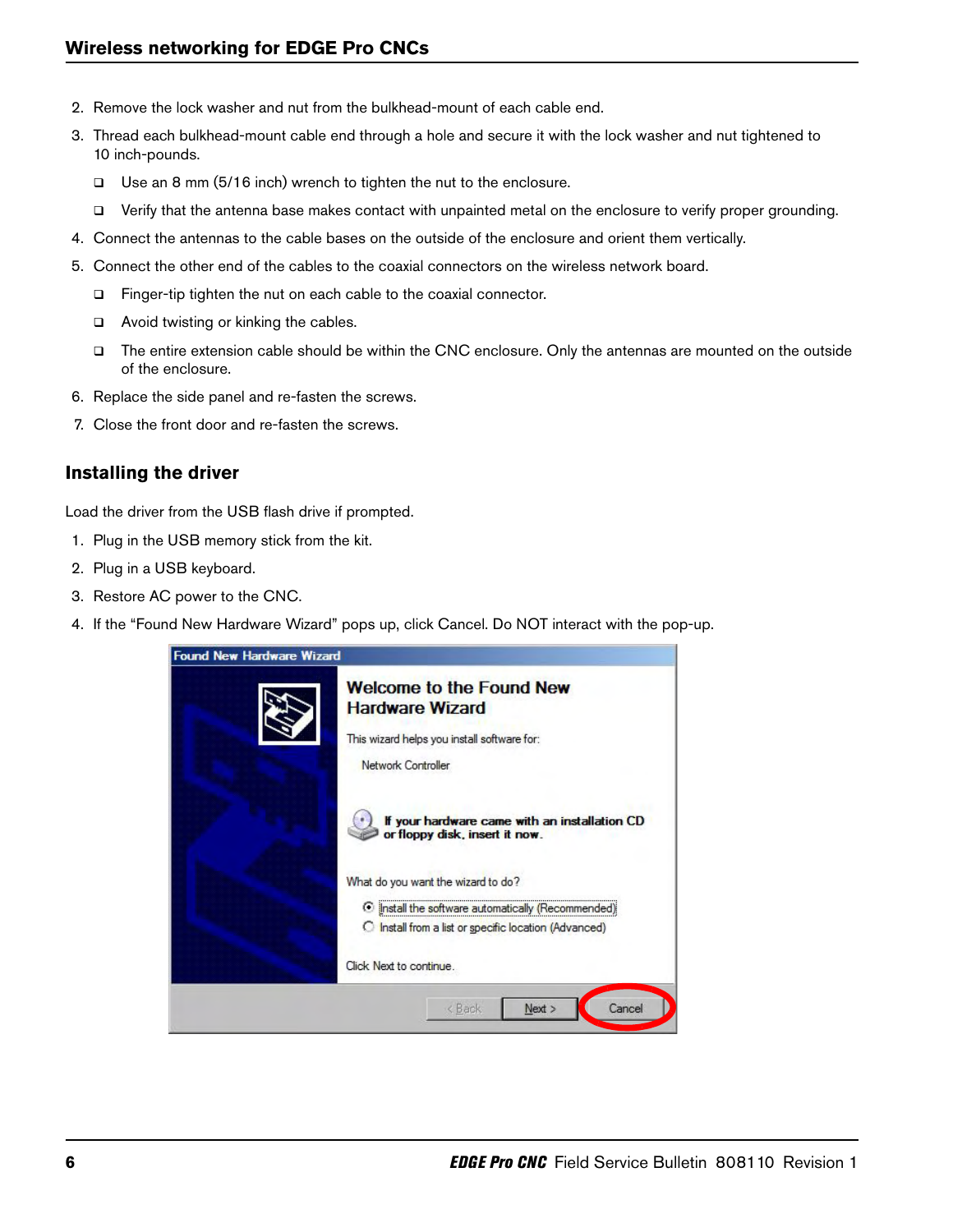2. Remove the lock washer and nut from the bulkhead-mount of each cable end.
3. Thread each bulkhead-mount cable end through a hole and secure it with the lock washer and nut tightened to 10 inch-pounds.
   - Use an 8 mm (5/16 inch) wrench to tighten the nut to the enclosure.
   - Verify that the antenna base makes contact with unpainted metal on the enclosure to verify proper grounding.
4. Connect the antennas to the cable bases on the outside of the enclosure and orient them vertically.
5. Connect the other end of the cables to the coaxial connectors on the wireless network board.
   - Finger-tip tighten the nut on each cable to the coaxial connector.
   - Avoid twisting or kinking the cables.
   - The entire extension cable should be within the CNC enclosure. Only the antennas are mounted on the outside of the enclosure.
6. Replace the side panel and re-fasten the screws.
7. Close the front door and re-fasten the screws.

## Installing the driver

Load the driver from the USB flash drive if prompted.

1. Plug in the USB memory stick from the kit.
2. Plug in a USB keyboard.
3. Restore AC power to the CNC.
4. If the "Found New Hardware Wizard" pops up, click Cancel. Do NOT interact with the pop-up.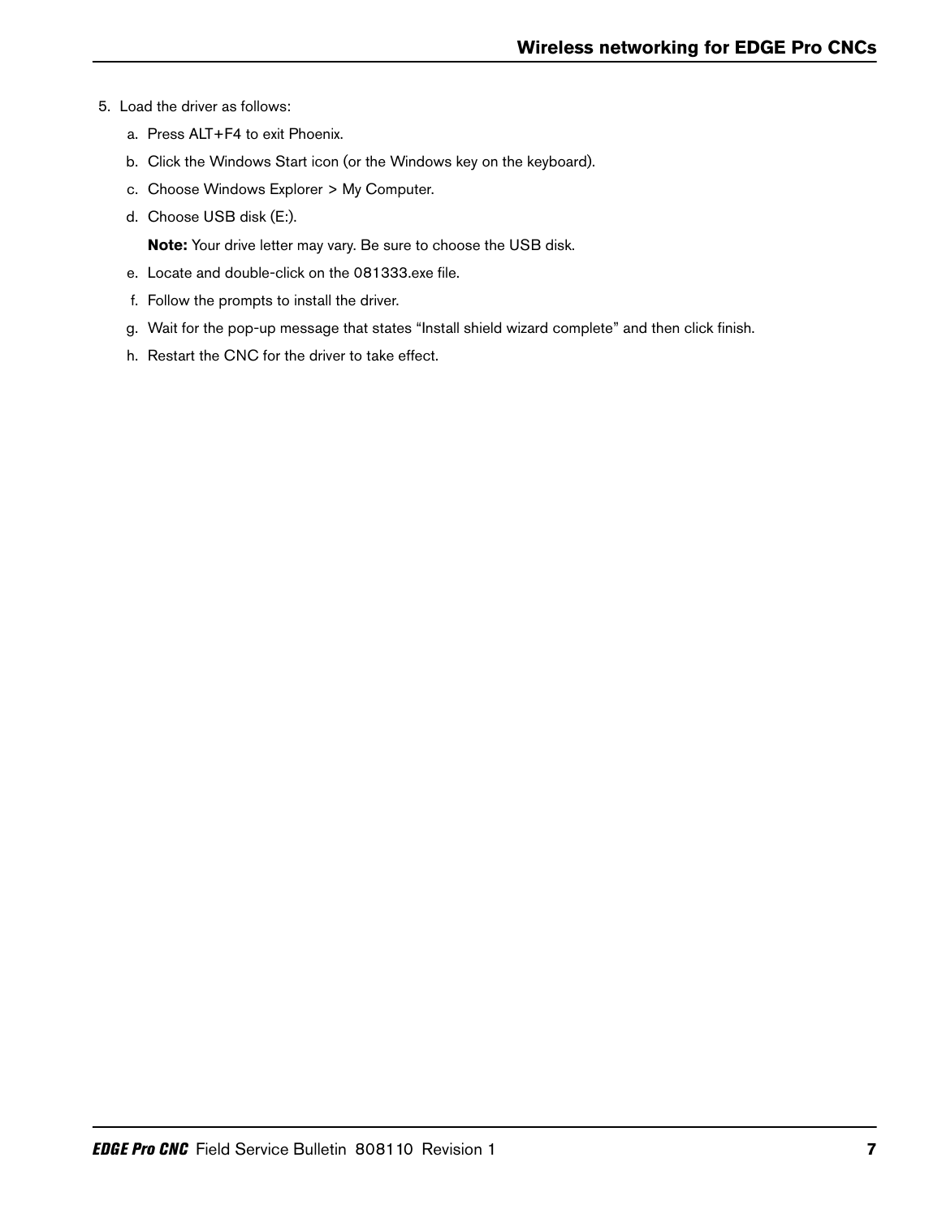5. Load the driver as follows:

   a. Press ALT+F4 to exit Phoenix.

   b. Click the Windows Start icon (or the Windows key on the keyboard).

   c. Choose Windows Explorer > My Computer.

   d. Choose USB disk (E:).

      **Note:** Your drive letter may vary. Be sure to choose the USB disk.

   e. Locate and double-click on the 081333.exe file.

   f. Follow the prompts to install the driver.

   g. Wait for the pop-up message that states "Install shield wizard complete" and then click finish.

   h. Restart the CNC for the driver to take effect.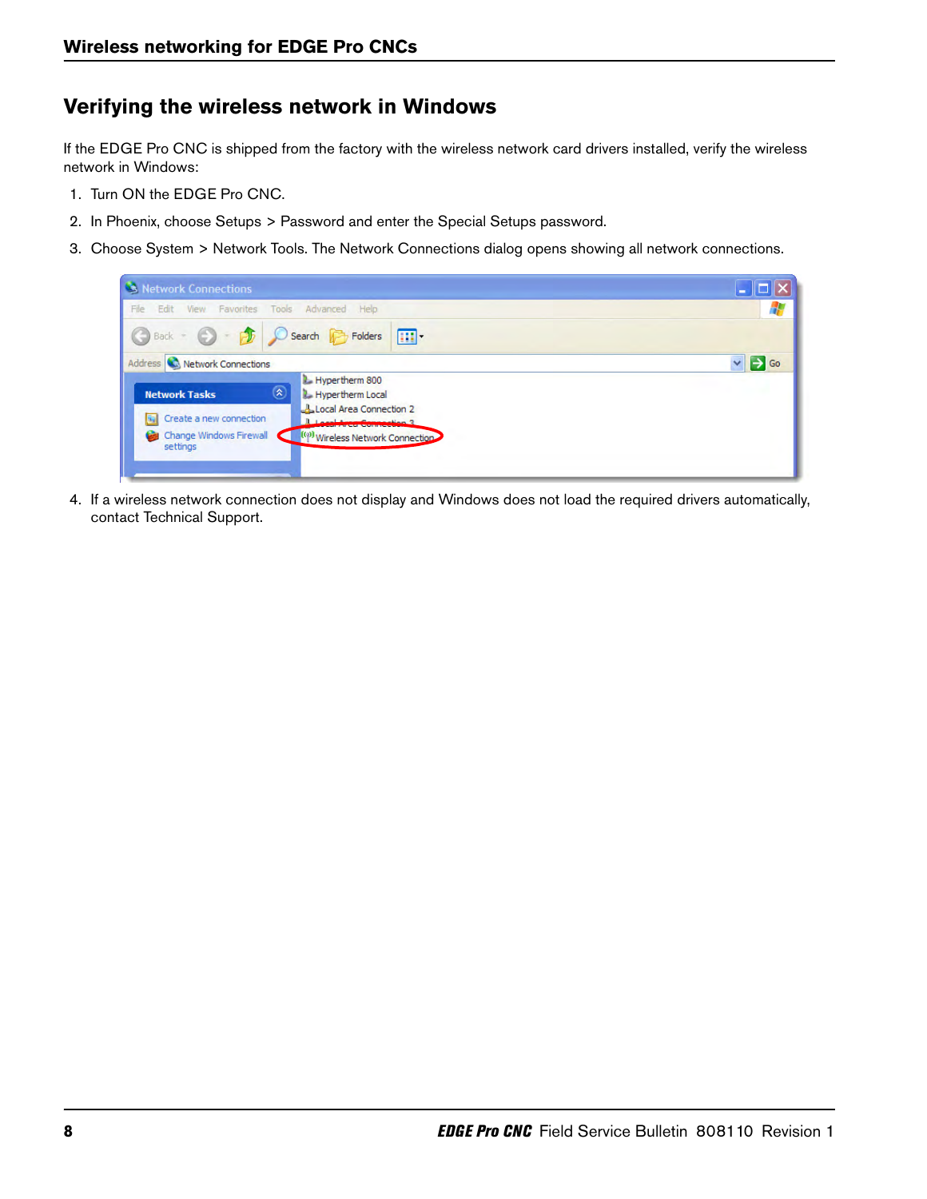## Verifying the wireless network in Windows

If the EDGE Pro CNC is shipped from the factory with the wireless network card drivers installed, verify the wireless network in Windows:

1. Turn ON the EDGE Pro CNC.
2. In Phoenix, choose Setups > Password and enter the Special Setups password.
3. Choose System > Network Tools. The Network Connections dialog opens showing all network connections.
4. If a wireless network connection does not display and Windows does not load the required drivers automatically, contact Technical Support.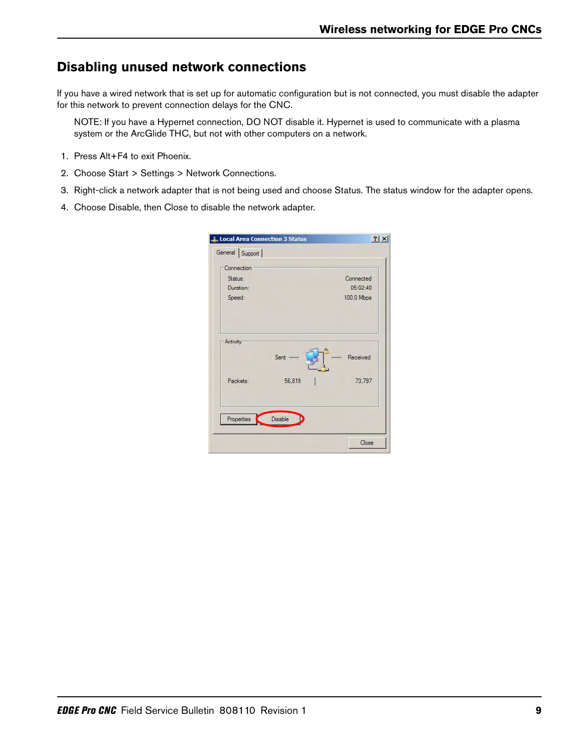## Disabling unused network connections

If you have a wired network that is set up for automatic configuration but is not connected, you must disable the adapter for this network to prevent connection delays for the CNC.

NOTE: If you have a Hypernet connection, DO NOT disable it. Hypernet is used to communicate with a plasma system or the ArcGlide THC, but not with other computers on a network.

1. Press Alt+F4 to exit Phoenix.
2. Choose Start > Settings > Network Connections.
3. Right-click a network adapter that is not being used and choose Status. The status window for the adapter opens.
4. Choose Disable, then Close to disable the network adapter.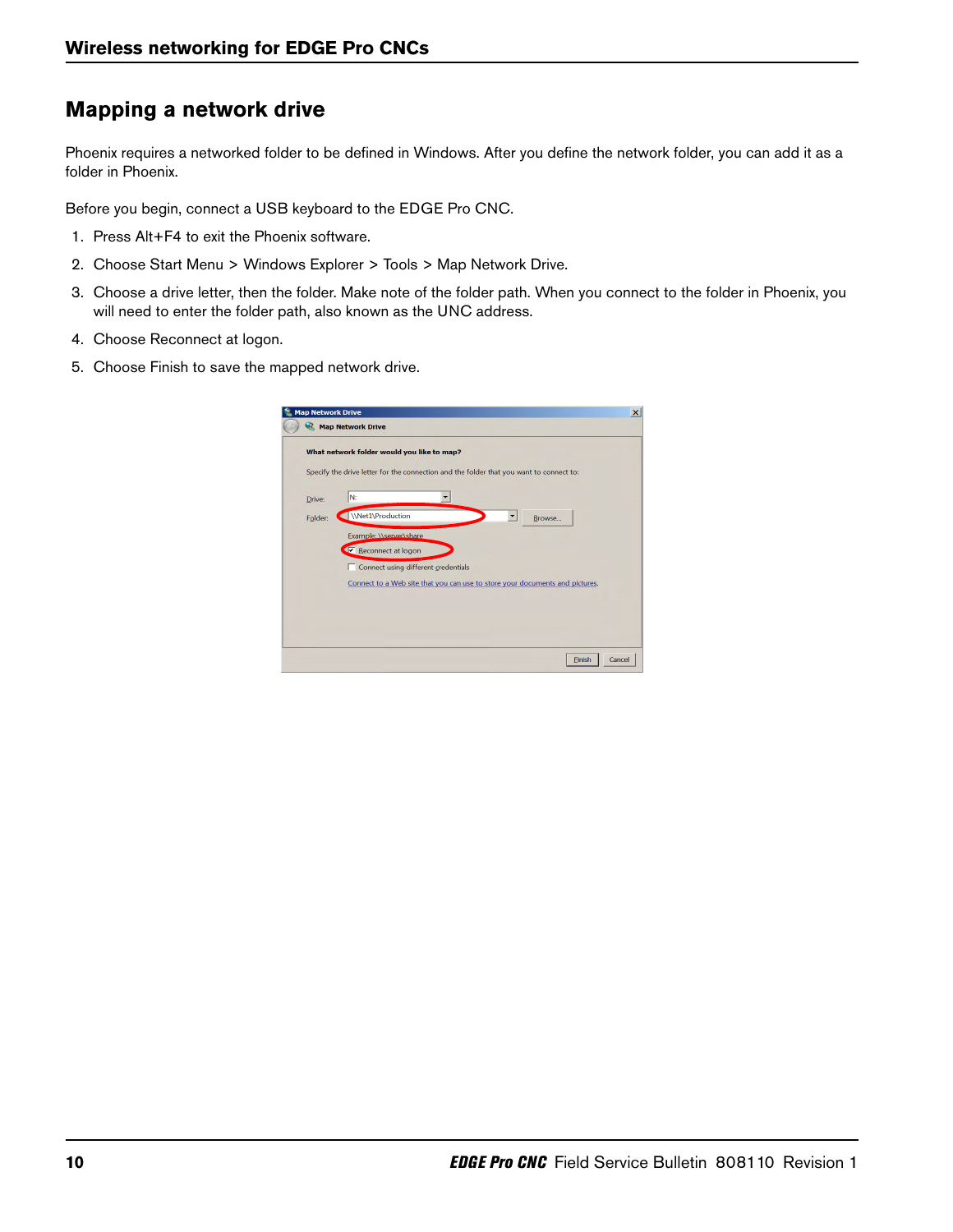## Mapping a network drive

Phoenix requires a networked folder to be defined in Windows. After you define the network folder, you can add it as a folder in Phoenix.

Before you begin, connect a USB keyboard to the EDGE Pro CNC.

1. Press Alt+F4 to exit the Phoenix software.
2. Choose Start Menu > Windows Explorer > Tools > Map Network Drive.
3. Choose a drive letter, then the folder. Make note of the folder path. When you connect to the folder in Phoenix, you will need to enter the folder path, also known as the UNC address.
4. Choose Reconnect at logon.
5. Choose Finish to save the mapped network drive.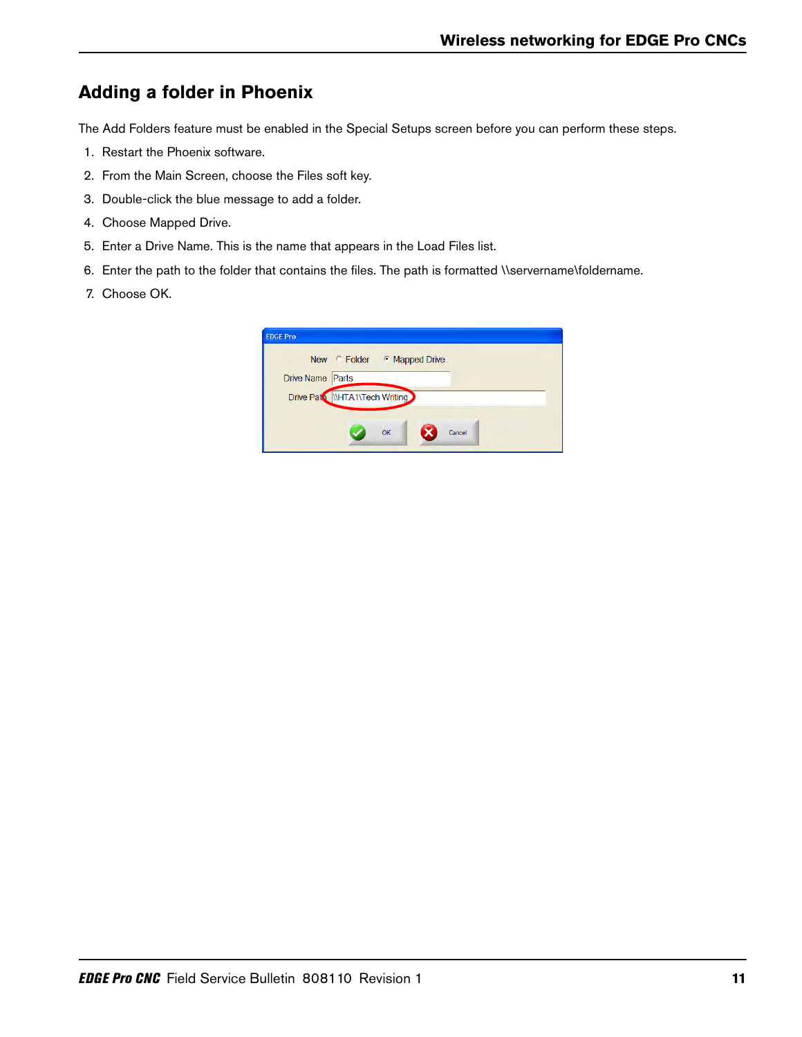## Adding a folder in Phoenix

The Add Folders feature must be enabled in the Special Setups screen before you can perform these steps.

1. Restart the Phoenix software.
2. From the Main Screen, choose the Files soft key.
3. Double-click the blue message to add a folder.
4. Choose Mapped Drive.
5. Enter a Drive Name. This is the name that appears in the Load Files list.
6. Enter the path to the folder that contains the files. The path is formatted \\servername\foldername.
7. Choose OK.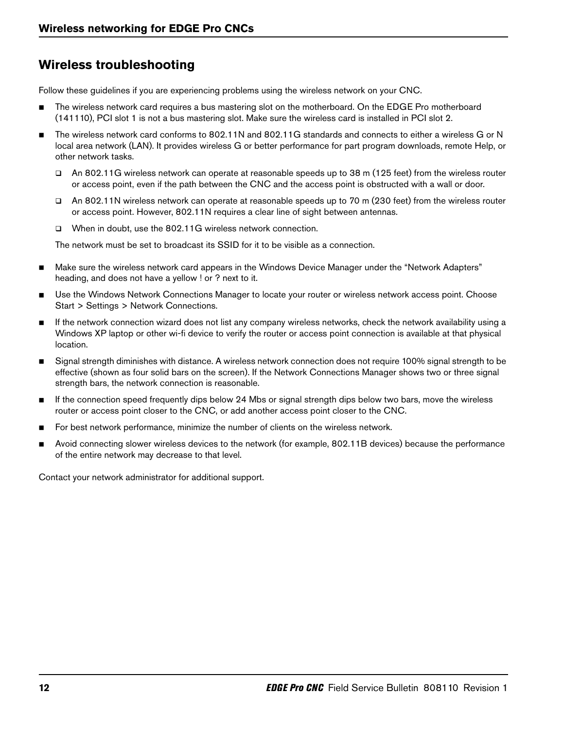## Wireless troubleshooting

Follow these guidelines if you are experiencing problems using the wireless network on your CNC.

- The wireless network card requires a bus mastering slot on the motherboard. On the EDGE Pro motherboard (141110), PCI slot 1 is not a bus mastering slot. Make sure the wireless card is installed in PCI slot 2.
- The wireless network card conforms to 802.11N and 802.11G standards and connects to either a wireless G or N local area network (LAN). It provides wireless G or better performance for part program downloads, remote Help, or other network tasks.
  - An 802.11G wireless network can operate at reasonable speeds up to 38 m (125 feet) from the wireless router or access point, even if the path between the CNC and the access point is obstructed with a wall or door.
  - An 802.11N wireless network can operate at reasonable speeds up to 70 m (230 feet) from the wireless router or access point. However, 802.11N requires a clear line of sight between antennas.
  - When in doubt, use the 802.11G wireless network connection.

  The network must be set to broadcast its SSID for it to be visible as a connection.
- Make sure the wireless network card appears in the Windows Device Manager under the "Network Adapters" heading, and does not have a yellow ! or ? next to it.
- Use the Windows Network Connections Manager to locate your router or wireless network access point. Choose Start > Settings > Network Connections.
- If the network connection wizard does not list any company wireless networks, check the network availability using a Windows XP laptop or other wi-fi device to verify the router or access point connection is available at that physical location.
- Signal strength diminishes with distance. A wireless network connection does not require 100% signal strength to be effective (shown as four solid bars on the screen). If the Network Connections Manager shows two or three signal strength bars, the network connection is reasonable.
- If the connection speed frequently dips below 24 Mbs or signal strength dips below two bars, move the wireless router or access point closer to the CNC, or add another access point closer to the CNC.
- For best network performance, minimize the number of clients on the wireless network.
- Avoid connecting slower wireless devices to the network (for example, 802.11B devices) because the performance of the entire network may decrease to that level.

Contact your network administrator for additional support.